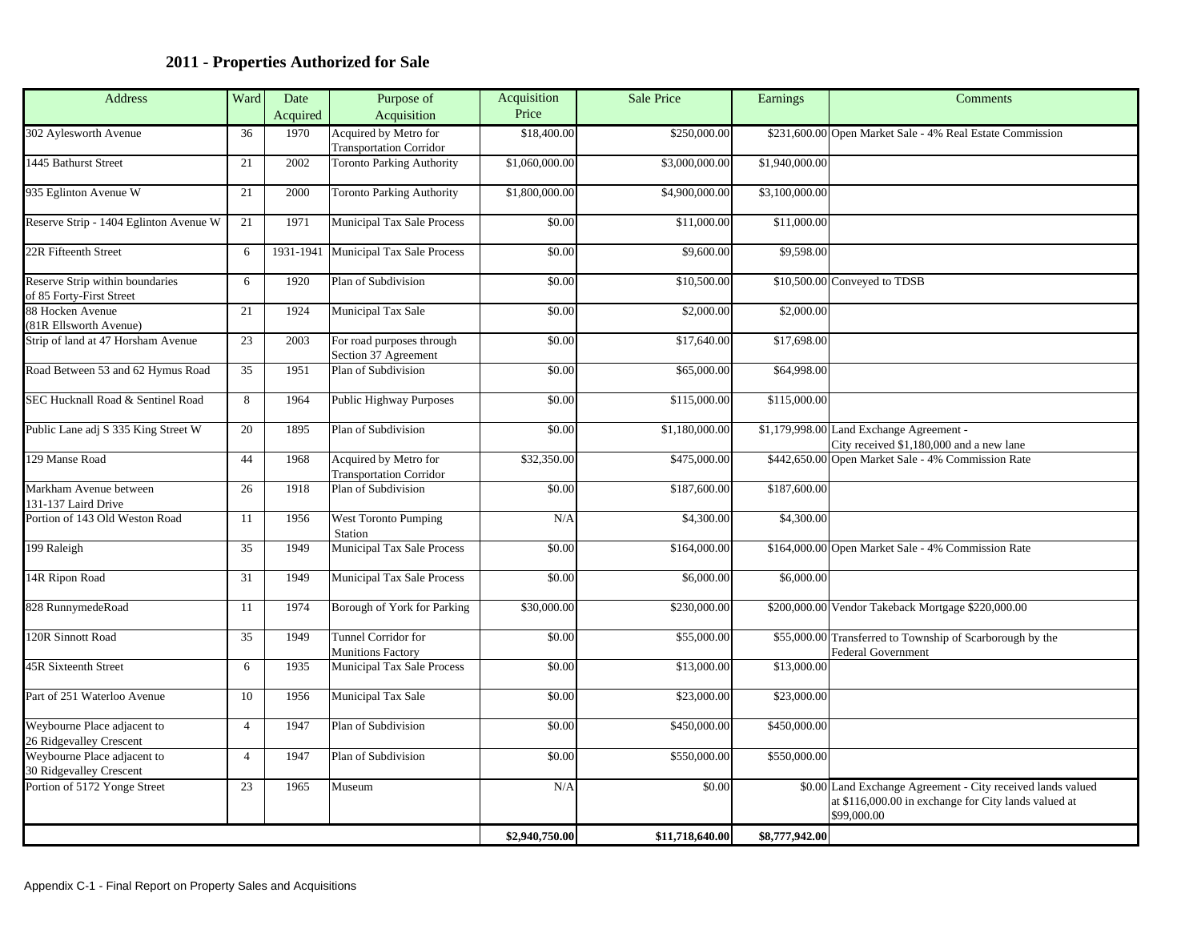## 2011 - Properties Authorized for Sale

| Address | Ward | Date Acquired | Purpose of Acquisition | Acquisition Price | Sale Price | Earnings | Comments |
|---|---|---|---|---|---|---|---|
| 302 Aylesworth Avenue | 36 | 1970 | Acquired by Metro for Transportation Corridor | $18,400.00 | $250,000.00 | $231,600.00 | Open Market Sale - 4% Real Estate Commission |
| 1445 Bathurst Street | 21 | 2002 | Toronto Parking Authority | $1,060,000.00 | $3,000,000.00 | $1,940,000.00 | |
| 935 Eglinton Avenue W | 21 | 2000 | Toronto Parking Authority | $1,800,000.00 | $4,900,000.00 | $3,100,000.00 | |
| Reserve Strip - 1404 Eglinton Avenue W | 21 | 1971 | Municipal Tax Sale Process | $0.00 | $11,000.00 | $11,000.00 | |
| 22R Fifteenth Street | 6 | 1931-1941 | Municipal Tax Sale Process | $0.00 | $9,600.00 | $9,598.00 | |
| Reserve Strip within boundaries of 85 Forty-First Street | 6 | 1920 | Plan of Subdivision | $0.00 | $10,500.00 | $10,500.00 | Conveyed to TDSB |
| 88 Hocken Avenue (81R Ellsworth Avenue) | 21 | 1924 | Municipal Tax Sale | $0.00 | $2,000.00 | $2,000.00 | |
| Strip of land at 47 Horsham Avenue | 23 | 2003 | For road purposes through Section 37 Agreement | $0.00 | $17,640.00 | $17,698.00 | |
| Road Between 53 and 62 Hymus Road | 35 | 1951 | Plan of Subdivision | $0.00 | $65,000.00 | $64,998.00 | |
| SEC Hucknall Road & Sentinel Road | 8 | 1964 | Public Highway Purposes | $0.00 | $115,000.00 | $115,000.00 | |
| Public Lane adj S 335 King Street W | 20 | 1895 | Plan of Subdivision | $0.00 | $1,180,000.00 | $1,179,998.00 | Land Exchange Agreement - City received $1,180,000 and a new lane |
| 129 Manse Road | 44 | 1968 | Acquired by Metro for Transportation Corridor | $32,350.00 | $475,000.00 | $442,650.00 | Open Market Sale - 4% Commission Rate |
| Markham Avenue between 131-137 Laird Drive | 26 | 1918 | Plan of Subdivision | $0.00 | $187,600.00 | $187,600.00 | |
| Portion of 143 Old Weston Road | 11 | 1956 | West Toronto Pumping Station | N/A | $4,300.00 | $4,300.00 | |
| 199 Raleigh | 35 | 1949 | Municipal Tax Sale Process | $0.00 | $164,000.00 | $164,000.00 | Open Market Sale - 4% Commission Rate |
| 14R Ripon Road | 31 | 1949 | Municipal Tax Sale Process | $0.00 | $6,000.00 | $6,000.00 | |
| 828 RunnymedeRoad | 11 | 1974 | Borough of York for Parking | $30,000.00 | $230,000.00 | $200,000.00 | Vendor Takeback Mortgage $220,000.00 |
| 120R Sinnott Road | 35 | 1949 | Tunnel Corridor for Munitions Factory | $0.00 | $55,000.00 | $55,000.00 | Transferred to Township of Scarborough by the Federal Government |
| 45R Sixteenth Street | 6 | 1935 | Municipal Tax Sale Process | $0.00 | $13,000.00 | $13,000.00 | |
| Part of 251 Waterloo Avenue | 10 | 1956 | Municipal Tax Sale | $0.00 | $23,000.00 | $23,000.00 | |
| Weybourne Place adjacent to 26 Ridgevalley Crescent | 4 | 1947 | Plan of Subdivision | $0.00 | $450,000.00 | $450,000.00 | |
| Weybourne Place adjacent to 30 Ridgevalley Crescent | 4 | 1947 | Plan of Subdivision | $0.00 | $550,000.00 | $550,000.00 | |
| Portion of 5172 Yonge Street | 23 | 1965 | Museum | N/A | $0.00 | $0.00 | Land Exchange Agreement - City received lands valued at $116,000.00 in exchange for City lands valued at $99,000.00 |
| | | | | **$2,940,750.00** | **$11,718,640.00** | **$8,777,942.00** | |

Appendix C-1 - Final Report on Property Sales and Acquisitions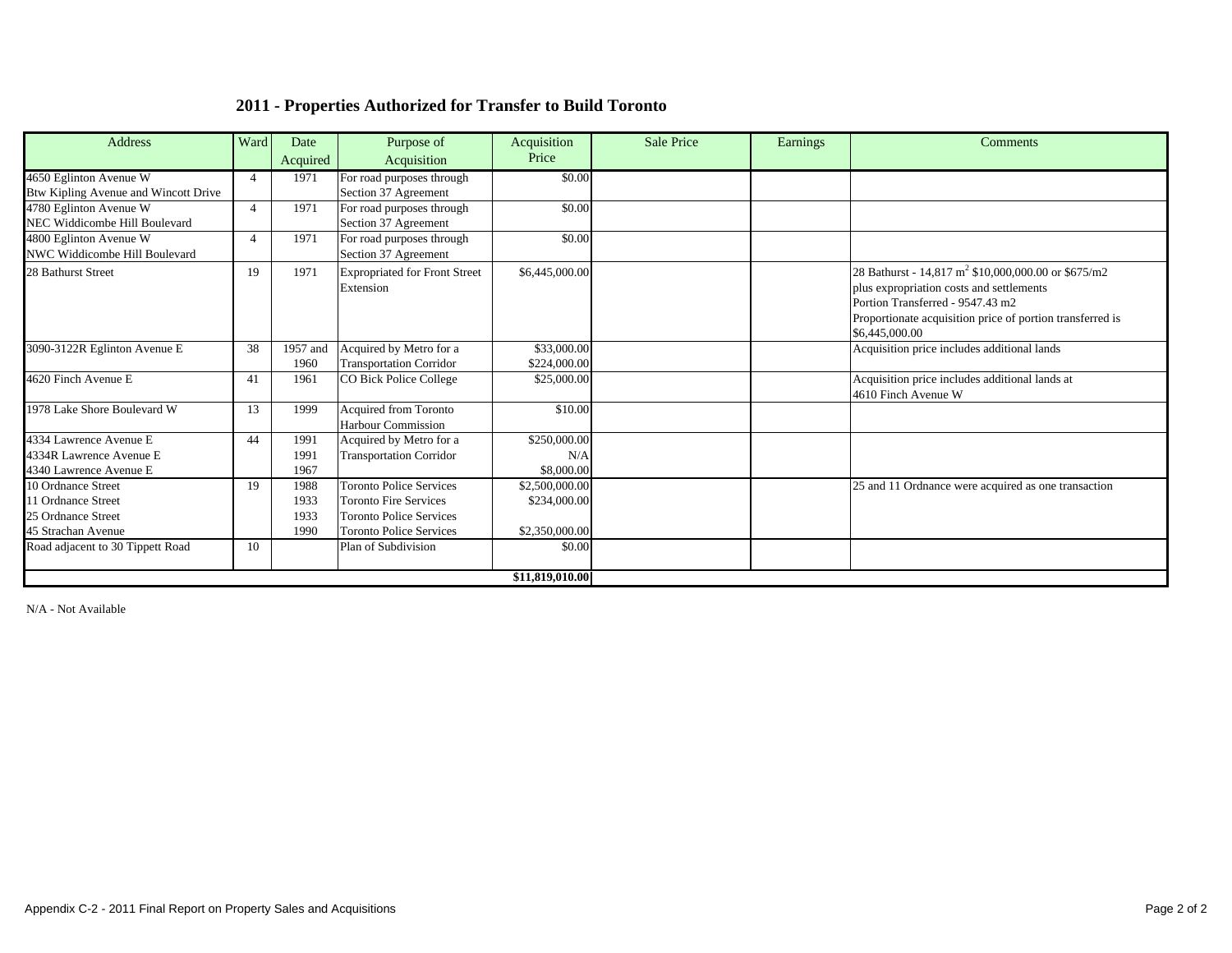## 2011 - Properties Authorized for Transfer to Build Toronto

| Address | Ward | Date Acquired | Purpose of Acquisition | Acquisition Price | Sale Price | Earnings | Comments |
|---|---|---|---|---|---|---|---|
| 4650 Eglinton Avenue W<br>Btw Kipling Avenue and Wincott Drive | 4 | 1971 | For road purposes through Section 37 Agreement | $0.00 | | | |
| 4780 Eglinton Avenue W<br>NEC Widdicombe Hill Boulevard | 4 | 1971 | For road purposes through Section 37 Agreement | $0.00 | | | |
| 4800 Eglinton Avenue W<br>NWC Widdicombe Hill Boulevard | 4 | 1971 | For road purposes through Section 37 Agreement | $0.00 | | | |
| 28 Bathurst Street | 19 | 1971 | Expropriated for Front Street Extension | $6,445,000.00 | | | 28 Bathurst - 14,817 $m^2$ $10,000,000.00 or $675/m2 plus expropriation costs and settlements<br>Portion Transferred - 9547.43 m2<br>Proportionate acquisition price of portion transferred is $6,445,000.00 |
| 3090-3122R Eglinton Avenue E | 38 | 1957 and 1960 | Acquired by Metro for a Transportation Corridor | $33,000.00<br>$224,000.00 | | | Acquisition price includes additional lands |
| 4620 Finch Avenue E | 41 | 1961 | CO Bick Police College | $25,000.00 | | | Acquisition price includes additional lands at 4610 Finch Avenue W |
| 1978 Lake Shore Boulevard W | 13 | 1999 | Acquired from Toronto Harbour Commission | $10.00 | | | |
| 4334 Lawrence Avenue E<br>4334R Lawrence Avenue E<br>4340 Lawrence Avenue E | 44 | 1991<br>1991<br>1967 | Acquired by Metro for a Transportation Corridor | $250,000.00<br>N/A<br>$8,000.00 | | | |
| 10 Ordnance Street<br>11 Ordnance Street<br>25 Ordnance Street<br>45 Strachan Avenue | 19 | 1988<br>1933<br>1933<br>1990 | Toronto Police Services<br>Toronto Fire Services<br>Toronto Police Services<br>Toronto Police Services | $2,500,000.00<br>$234,000.00<br><br>$2,350,000.00 | | | 25 and 11 Ordnance were acquired as one transaction |
| Road adjacent to 30 Tippett Road | 10 | | Plan of Subdivision | $0.00 | | | |
| | | | | **$11,819,010.00** | | | |

N/A - Not Available

Appendix C-2 - 2011 Final Report on Property Sales and Acquisitions